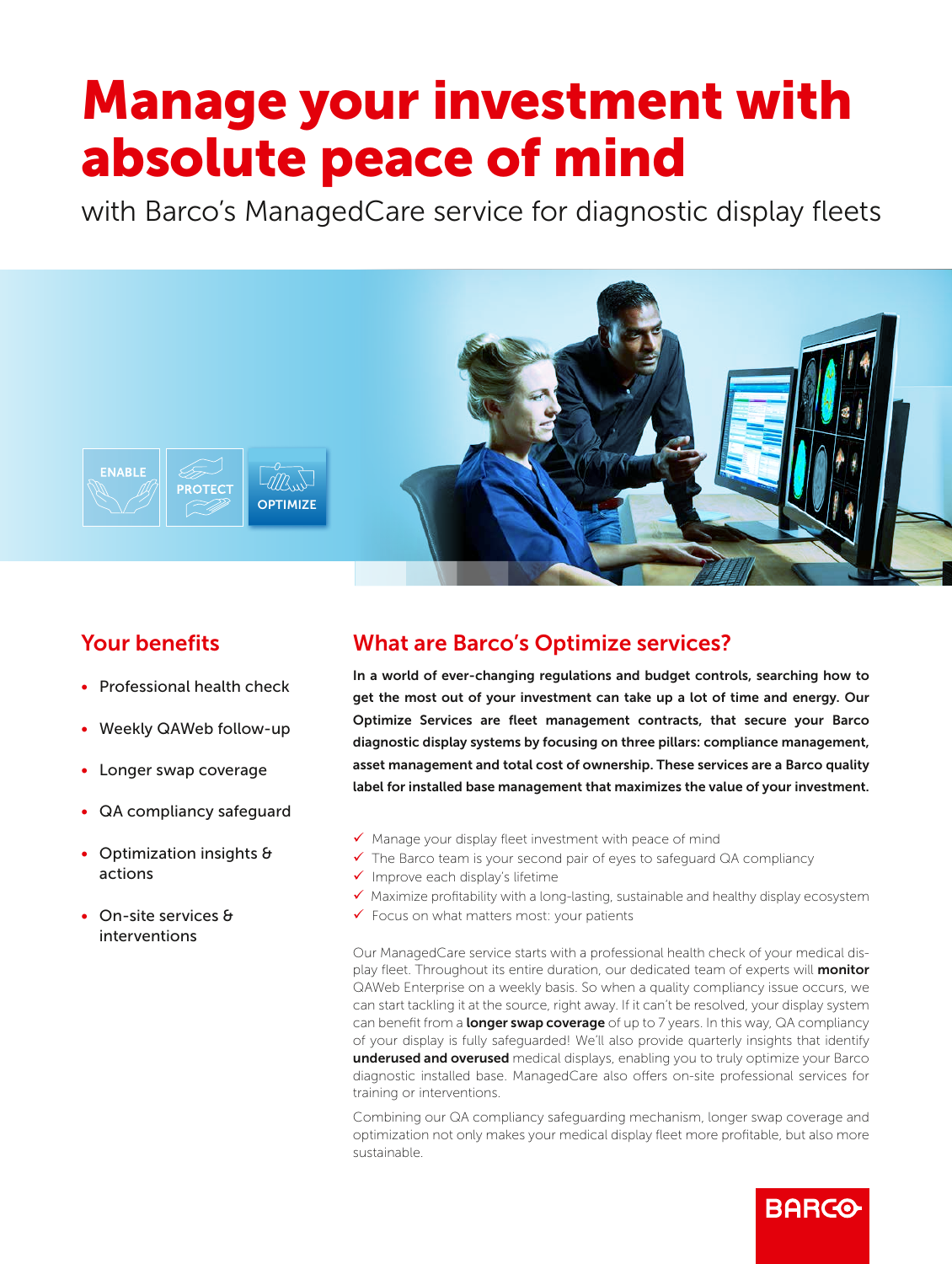# Manage your investment with absolute peace of mind

with Barco's ManagedCare service for diagnostic display fleets

ENABLE PROTECT OPTIMIZE

## Your benefits

- Professional health check
- Weekly QAWeb follow-up
- Longer swap coverage
- QA compliancy safeguard
- Optimization insights & actions
- On-site services & interventions

## What are Barco's Optimize services?

**In a world of ever-changing regulations and budget controls, searching how to get the most out of your investment can take up a lot of time and energy. Our Optimize Services are fleet management contracts, that secure your Barco diagnostic display systems by focusing on three pillars: compliance management, asset management and total cost of ownership. These services are a Barco quality label for installed base management that maximizes the value of your investment.**

- ✓ Manage your display fleet investment with peace of mind
- ✓ The Barco team is your second pair of eyes to safeguard QA compliancy
- ✓ Improve each display's lifetime
- ✓ Maximize profitability with a long-lasting, sustainable and healthy display ecosystem
- ✓ Focus on what matters most: your patients

Our ManagedCare service starts with a professional health check of your medical display fleet. Throughout its entire duration, our dedicated team of experts will **monitor** QAWeb Enterprise on a weekly basis. So when a quality compliancy issue occurs, we can start tackling it at the source, right away. If it can't be resolved, your display system can benefit from a **longer swap coverage** of up to 7 years. In this way, QA compliancy of your display is fully safeguarded! We'll also provide quarterly insights that identify **underused and overused** medical displays, enabling you to truly optimize your Barco diagnostic installed base. ManagedCare also offers on-site professional services for training or interventions.

Combining our QA compliancy safeguarding mechanism, longer swap coverage and optimization not only makes your medical display fleet more profitable, but also more sustainable.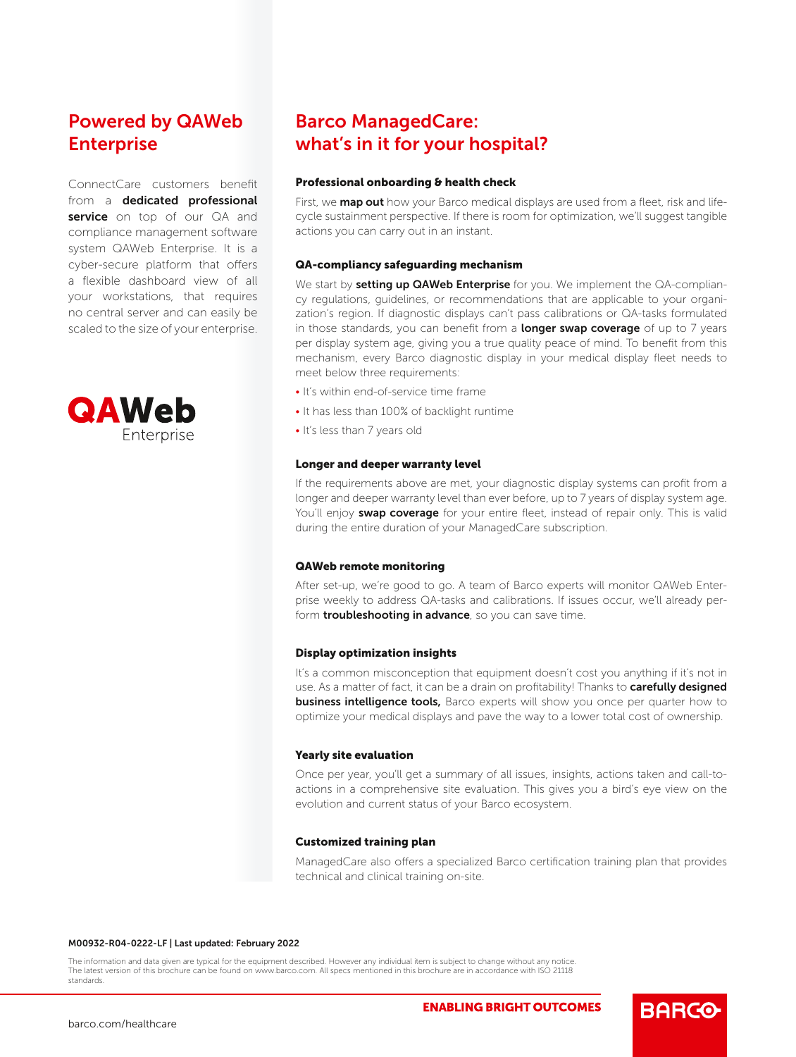## Powered by QAWeb Enterprise

ConnectCare customers benefit from a **dedicated professional service** on top of our QA and compliance management software system QAWeb Enterprise. It is a cyber-secure platform that offers a flexible dashboard view of all your workstations, that requires no central server and can easily be scaled to the size of your enterprise.

QAWeb Enterprise

## Barco ManagedCare: what's in it for your hospital?

### Professional onboarding & health check

First, we **map out** how your Barco medical displays are used from a fleet, risk and life-cycle sustainment perspective. If there is room for optimization, we'll suggest tangible actions you can carry out in an instant.

### QA-compliancy safeguarding mechanism

We start by **setting up QAWeb Enterprise** for you. We implement the QA-compliancy regulations, guidelines, or recommendations that are applicable to your organization's region. If diagnostic displays can't pass calibrations or QA-tasks formulated in those standards, you can benefit from a **longer swap coverage** of up to 7 years per display system age, giving you a true quality peace of mind. To benefit from this mechanism, every Barco diagnostic display in your medical display fleet needs to meet below three requirements:

- It's within end-of-service time frame
- It has less than 100% of backlight runtime
- It's less than 7 years old

### Longer and deeper warranty level

If the requirements above are met, your diagnostic display systems can profit from a longer and deeper warranty level than ever before, up to 7 years of display system age. You'll enjoy **swap coverage** for your entire fleet, instead of repair only. This is valid during the entire duration of your ManagedCare subscription.

### QAWeb remote monitoring

After set-up, we're good to go. A team of Barco experts will monitor QAWeb Enterprise weekly to address QA-tasks and calibrations. If issues occur, we'll already perform **troubleshooting in advance**, so you can save time.

### Display optimization insights

It's a common misconception that equipment doesn't cost you anything if it's not in use. As a matter of fact, it can be a drain on profitability! Thanks to **carefully designed business intelligence tools,** Barco experts will show you once per quarter how to optimize your medical displays and pave the way to a lower total cost of ownership.

### Yearly site evaluation

Once per year, you'll get a summary of all issues, insights, actions taken and call-to-actions in a comprehensive site evaluation. This gives you a bird's eye view on the evolution and current status of your Barco ecosystem.

### Customized training plan

ManagedCare also offers a specialized Barco certification training plan that provides technical and clinical training on-site.

**M00932-R04-0222-LF | Last updated: February 2022**

The information and data given are typical for the equipment described. However any individual item is subject to change without any notice. The latest version of this brochure can be found on www.barco.com. All specs mentioned in this brochure are in accordance with ISO 21118 standards.

**ENABLING BRIGHT OUTCOMES**

barco.com/healthcare